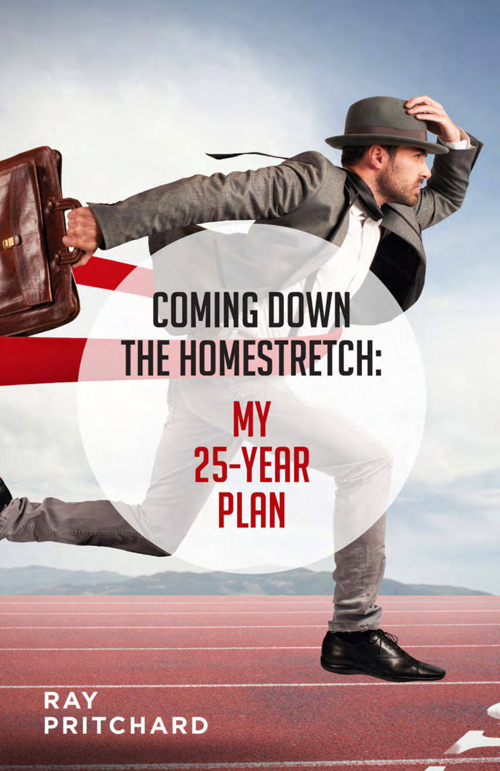# COMING DOWN THE HOMESTRETCH:

## MY 25-YEAR PLAN

RAY PRITCHARD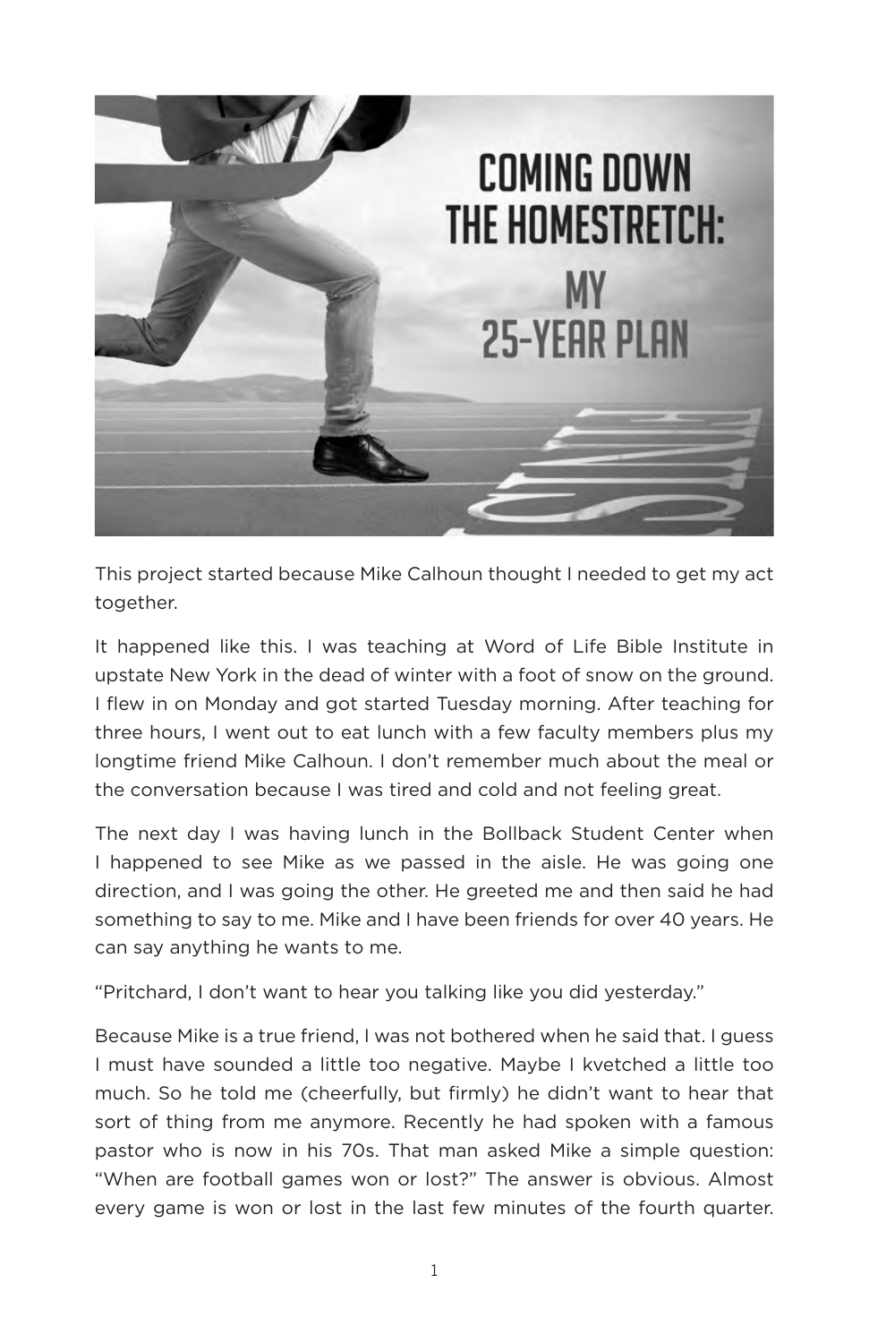# COMING DOWN THE HOMESTRETCH: MY 25-YEAR PLAN

This project started because Mike Calhoun thought I needed to get my act together.

It happened like this. I was teaching at Word of Life Bible Institute in upstate New York in the dead of winter with a foot of snow on the ground. I flew in on Monday and got started Tuesday morning. After teaching for three hours, I went out to eat lunch with a few faculty members plus my longtime friend Mike Calhoun. I don't remember much about the meal or the conversation because I was tired and cold and not feeling great.

The next day I was having lunch in the Bollback Student Center when I happened to see Mike as we passed in the aisle. He was going one direction, and I was going the other. He greeted me and then said he had something to say to me. Mike and I have been friends for over 40 years. He can say anything he wants to me.

"Pritchard, I don't want to hear you talking like you did yesterday."

Because Mike is a true friend, I was not bothered when he said that. I guess I must have sounded a little too negative. Maybe I kvetched a little too much. So he told me (cheerfully, but firmly) he didn't want to hear that sort of thing from me anymore. Recently he had spoken with a famous pastor who is now in his 70s. That man asked Mike a simple question: "When are football games won or lost?" The answer is obvious. Almost every game is won or lost in the last few minutes of the fourth quarter.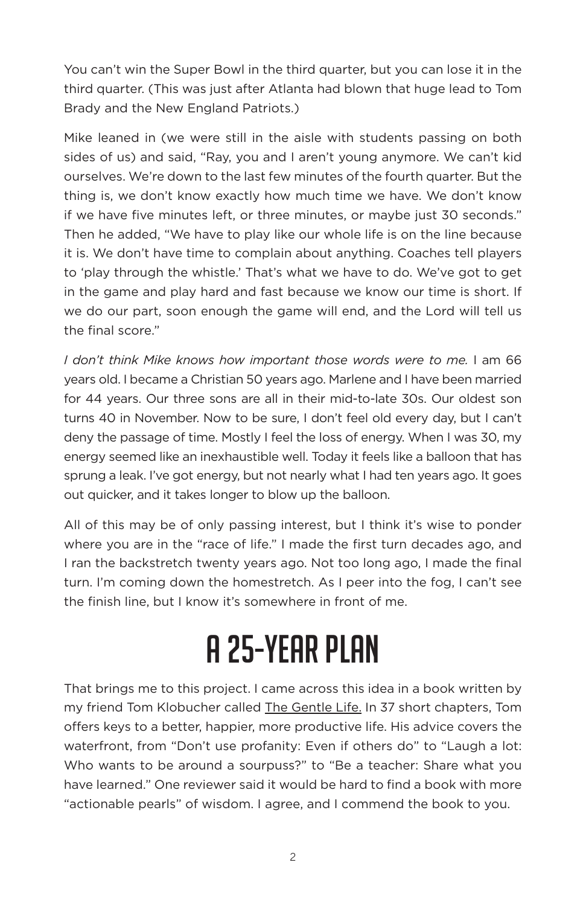You can't win the Super Bowl in the third quarter, but you can lose it in the third quarter. (This was just after Atlanta had blown that huge lead to Tom Brady and the New England Patriots.)

Mike leaned in (we were still in the aisle with students passing on both sides of us) and said, "Ray, you and I aren't young anymore. We can't kid ourselves. We're down to the last few minutes of the fourth quarter. But the thing is, we don't know exactly how much time we have. We don't know if we have five minutes left, or three minutes, or maybe just 30 seconds." Then he added, "We have to play like our whole life is on the line because it is. We don't have time to complain about anything. Coaches tell players to 'play through the whistle.' That's what we have to do. We've got to get in the game and play hard and fast because we know our time is short. If we do our part, soon enough the game will end, and the Lord will tell us the final score."

*I don't think Mike knows how important those words were to me.* I am 66 years old. I became a Christian 50 years ago. Marlene and I have been married for 44 years. Our three sons are all in their mid-to-late 30s. Our oldest son turns 40 in November. Now to be sure, I don't feel old every day, but I can't deny the passage of time. Mostly I feel the loss of energy. When I was 30, my energy seemed like an inexhaustible well. Today it feels like a balloon that has sprung a leak. I've got energy, but not nearly what I had ten years ago. It goes out quicker, and it takes longer to blow up the balloon.

All of this may be of only passing interest, but I think it's wise to ponder where you are in the "race of life." I made the first turn decades ago, and I ran the backstretch twenty years ago. Not too long ago, I made the final turn. I'm coming down the homestretch. As I peer into the fog, I can't see the finish line, but I know it's somewhere in front of me.

## A 25-YEAR PLAN

That brings me to this project. I came across this idea in a book written by my friend Tom Klobucher called The Gentle Life. In 37 short chapters, Tom offers keys to a better, happier, more productive life. His advice covers the waterfront, from "Don't use profanity: Even if others do" to "Laugh a lot: Who wants to be around a sourpuss?" to "Be a teacher: Share what you have learned." One reviewer said it would be hard to find a book with more "actionable pearls" of wisdom. I agree, and I commend the book to you.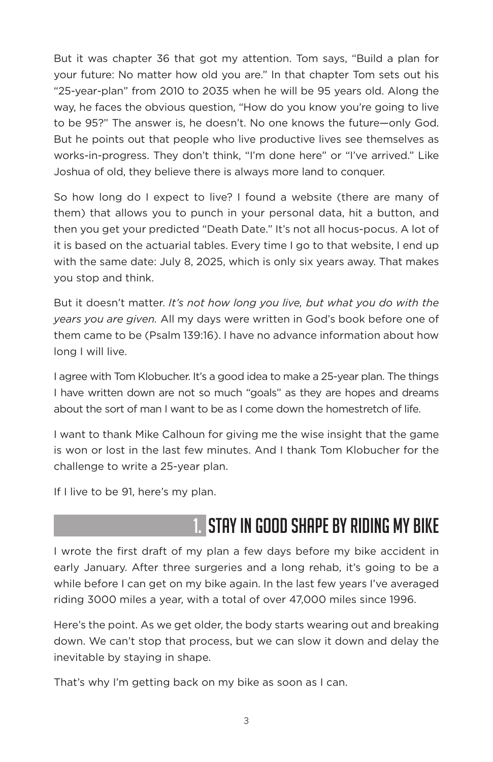But it was chapter 36 that got my attention. Tom says, "Build a plan for your future: No matter how old you are." In that chapter Tom sets out his "25-year-plan" from 2010 to 2035 when he will be 95 years old. Along the way, he faces the obvious question, "How do you know you're going to live to be 95?" The answer is, he doesn't. No one knows the future—only God. But he points out that people who live productive lives see themselves as works-in-progress. They don't think, "I'm done here" or "I've arrived." Like Joshua of old, they believe there is always more land to conquer.

So how long do I expect to live? I found a website (there are many of them) that allows you to punch in your personal data, hit a button, and then you get your predicted "Death Date." It's not all hocus-pocus. A lot of it is based on the actuarial tables. Every time I go to that website, I end up with the same date: July 8, 2025, which is only six years away. That makes you stop and think.

But it doesn't matter. *It's not how long you live, but what you do with the years you are given.* All my days were written in God's book before one of them came to be (Psalm 139:16). I have no advance information about how long I will live.

I agree with Tom Klobucher. It's a good idea to make a 25-year plan. The things I have written down are not so much "goals" as they are hopes and dreams about the sort of man I want to be as I come down the homestretch of life.

I want to thank Mike Calhoun for giving me the wise insight that the game is won or lost in the last few minutes. And I thank Tom Klobucher for the challenge to write a 25-year plan.

If I live to be 91, here's my plan.

## 1. Stay in Good Shape by Riding My Bike

I wrote the first draft of my plan a few days before my bike accident in early January. After three surgeries and a long rehab, it's going to be a while before I can get on my bike again. In the last few years I've averaged riding 3000 miles a year, with a total of over 47,000 miles since 1996.

Here's the point. As we get older, the body starts wearing out and breaking down. We can't stop that process, but we can slow it down and delay the inevitable by staying in shape.

That's why I'm getting back on my bike as soon as I can.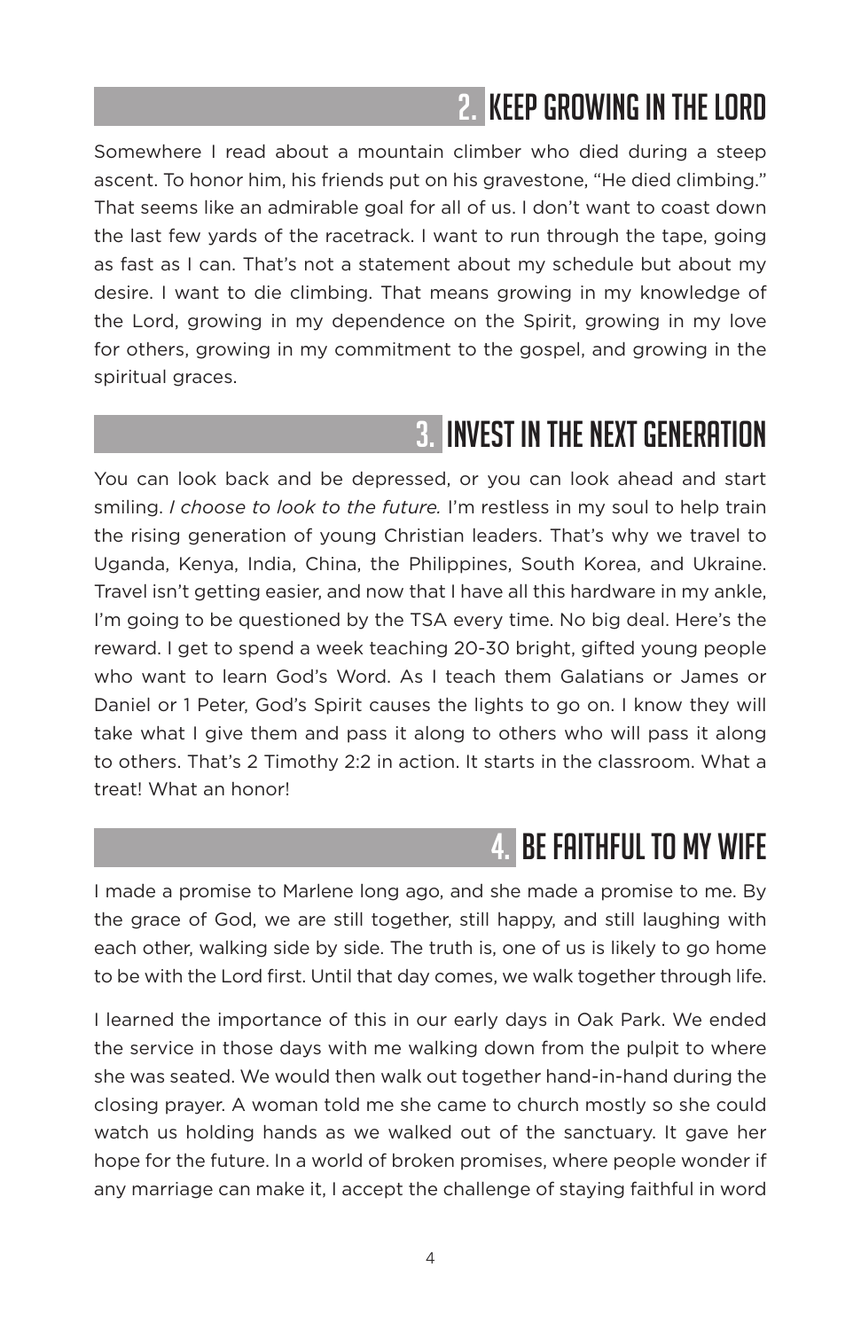## 2. KEEP GROWING IN THE LORD

Somewhere I read about a mountain climber who died during a steep ascent. To honor him, his friends put on his gravestone, "He died climbing." That seems like an admirable goal for all of us. I don't want to coast down the last few yards of the racetrack. I want to run through the tape, going as fast as I can. That's not a statement about my schedule but about my desire. I want to die climbing. That means growing in my knowledge of the Lord, growing in my dependence on the Spirit, growing in my love for others, growing in my commitment to the gospel, and growing in the spiritual graces.

## 3. INVEST IN THE NEXT GENERATION

You can look back and be depressed, or you can look ahead and start smiling. *I choose to look to the future.* I'm restless in my soul to help train the rising generation of young Christian leaders. That's why we travel to Uganda, Kenya, India, China, the Philippines, South Korea, and Ukraine. Travel isn't getting easier, and now that I have all this hardware in my ankle, I'm going to be questioned by the TSA every time. No big deal. Here's the reward. I get to spend a week teaching 20-30 bright, gifted young people who want to learn God's Word. As I teach them Galatians or James or Daniel or 1 Peter, God's Spirit causes the lights to go on. I know they will take what I give them and pass it along to others who will pass it along to others. That's 2 Timothy 2:2 in action. It starts in the classroom. What a treat! What an honor!

## 4. BE FAITHFUL TO MY WIFE

I made a promise to Marlene long ago, and she made a promise to me. By the grace of God, we are still together, still happy, and still laughing with each other, walking side by side. The truth is, one of us is likely to go home to be with the Lord first. Until that day comes, we walk together through life.

I learned the importance of this in our early days in Oak Park. We ended the service in those days with me walking down from the pulpit to where she was seated. We would then walk out together hand-in-hand during the closing prayer. A woman told me she came to church mostly so she could watch us holding hands as we walked out of the sanctuary. It gave her hope for the future. In a world of broken promises, where people wonder if any marriage can make it, I accept the challenge of staying faithful in word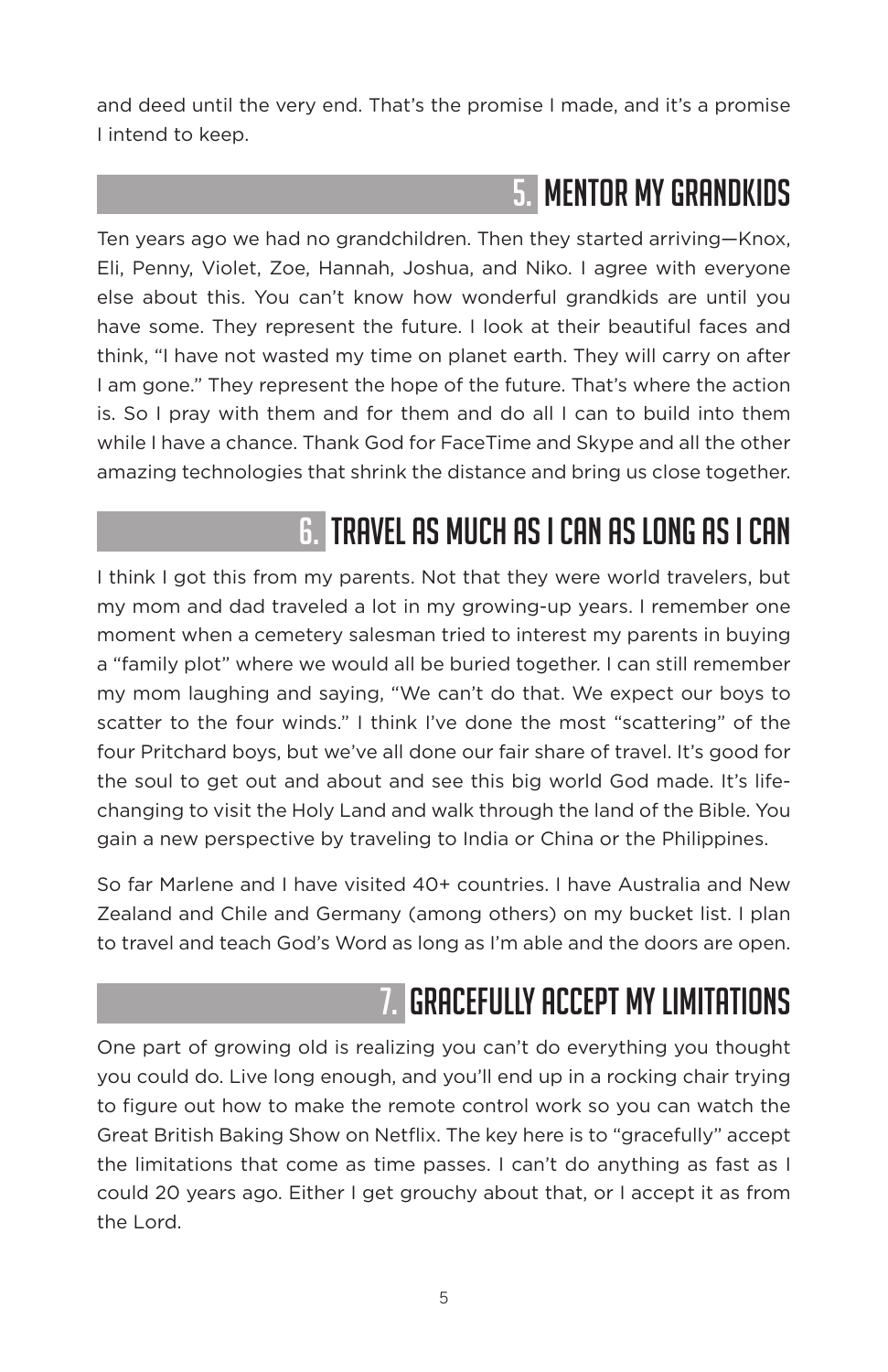and deed until the very end. That's the promise I made, and it's a promise I intend to keep.

## 5. MENTOR MY GRANDKIDS

Ten years ago we had no grandchildren. Then they started arriving—Knox, Eli, Penny, Violet, Zoe, Hannah, Joshua, and Niko. I agree with everyone else about this. You can't know how wonderful grandkids are until you have some. They represent the future. I look at their beautiful faces and think, "I have not wasted my time on planet earth. They will carry on after I am gone." They represent the hope of the future. That's where the action is. So I pray with them and for them and do all I can to build into them while I have a chance. Thank God for FaceTime and Skype and all the other amazing technologies that shrink the distance and bring us close together.

## 6. TRAVEL AS MUCH AS I CAN AS LONG AS I CAN

I think I got this from my parents. Not that they were world travelers, but my mom and dad traveled a lot in my growing-up years. I remember one moment when a cemetery salesman tried to interest my parents in buying a "family plot" where we would all be buried together. I can still remember my mom laughing and saying, "We can't do that. We expect our boys to scatter to the four winds." I think I've done the most "scattering" of the four Pritchard boys, but we've all done our fair share of travel. It's good for the soul to get out and about and see this big world God made. It's life-changing to visit the Holy Land and walk through the land of the Bible. You gain a new perspective by traveling to India or China or the Philippines.

So far Marlene and I have visited 40+ countries. I have Australia and New Zealand and Chile and Germany (among others) on my bucket list. I plan to travel and teach God's Word as long as I'm able and the doors are open.

## 7. GRACEFULLY ACCEPT MY LIMITATIONS

One part of growing old is realizing you can't do everything you thought you could do. Live long enough, and you'll end up in a rocking chair trying to figure out how to make the remote control work so you can watch the Great British Baking Show on Netflix. The key here is to "gracefully" accept the limitations that come as time passes. I can't do anything as fast as I could 20 years ago. Either I get grouchy about that, or I accept it as from the Lord.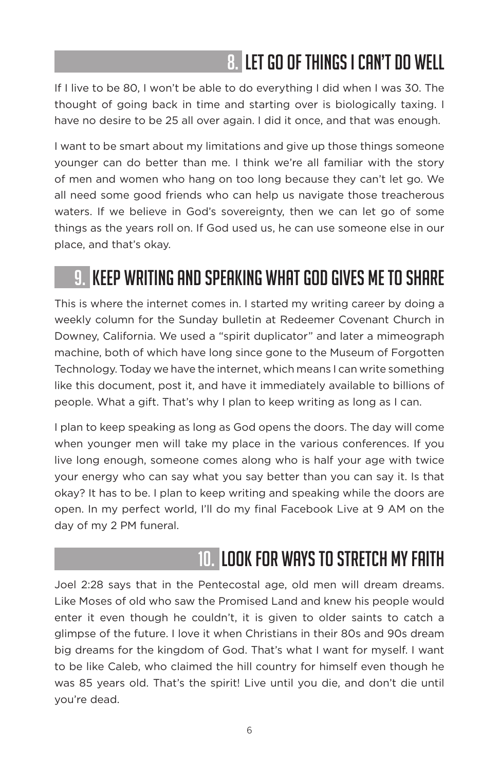## 8. LET GO OF THINGS I CAN'T DO WELL

If I live to be 80, I won't be able to do everything I did when I was 30. The thought of going back in time and starting over is biologically taxing. I have no desire to be 25 all over again. I did it once, and that was enough.

I want to be smart about my limitations and give up those things someone younger can do better than me. I think we're all familiar with the story of men and women who hang on too long because they can't let go. We all need some good friends who can help us navigate those treacherous waters. If we believe in God's sovereignty, then we can let go of some things as the years roll on. If God used us, he can use someone else in our place, and that's okay.

## 9. KEEP WRITING AND SPEAKING WHAT GOD GIVES ME TO SHARE

This is where the internet comes in. I started my writing career by doing a weekly column for the Sunday bulletin at Redeemer Covenant Church in Downey, California. We used a "spirit duplicator" and later a mimeograph machine, both of which have long since gone to the Museum of Forgotten Technology. Today we have the internet, which means I can write something like this document, post it, and have it immediately available to billions of people. What a gift. That's why I plan to keep writing as long as I can.

I plan to keep speaking as long as God opens the doors. The day will come when younger men will take my place in the various conferences. If you live long enough, someone comes along who is half your age with twice your energy who can say what you say better than you can say it. Is that okay? It has to be. I plan to keep writing and speaking while the doors are open. In my perfect world, I'll do my final Facebook Live at 9 AM on the day of my 2 PM funeral.

## 10. LOOK FOR WAYS TO STRETCH MY FAITH

Joel 2:28 says that in the Pentecostal age, old men will dream dreams. Like Moses of old who saw the Promised Land and knew his people would enter it even though he couldn't, it is given to older saints to catch a glimpse of the future. I love it when Christians in their 80s and 90s dream big dreams for the kingdom of God. That's what I want for myself. I want to be like Caleb, who claimed the hill country for himself even though he was 85 years old. That's the spirit! Live until you die, and don't die until you're dead.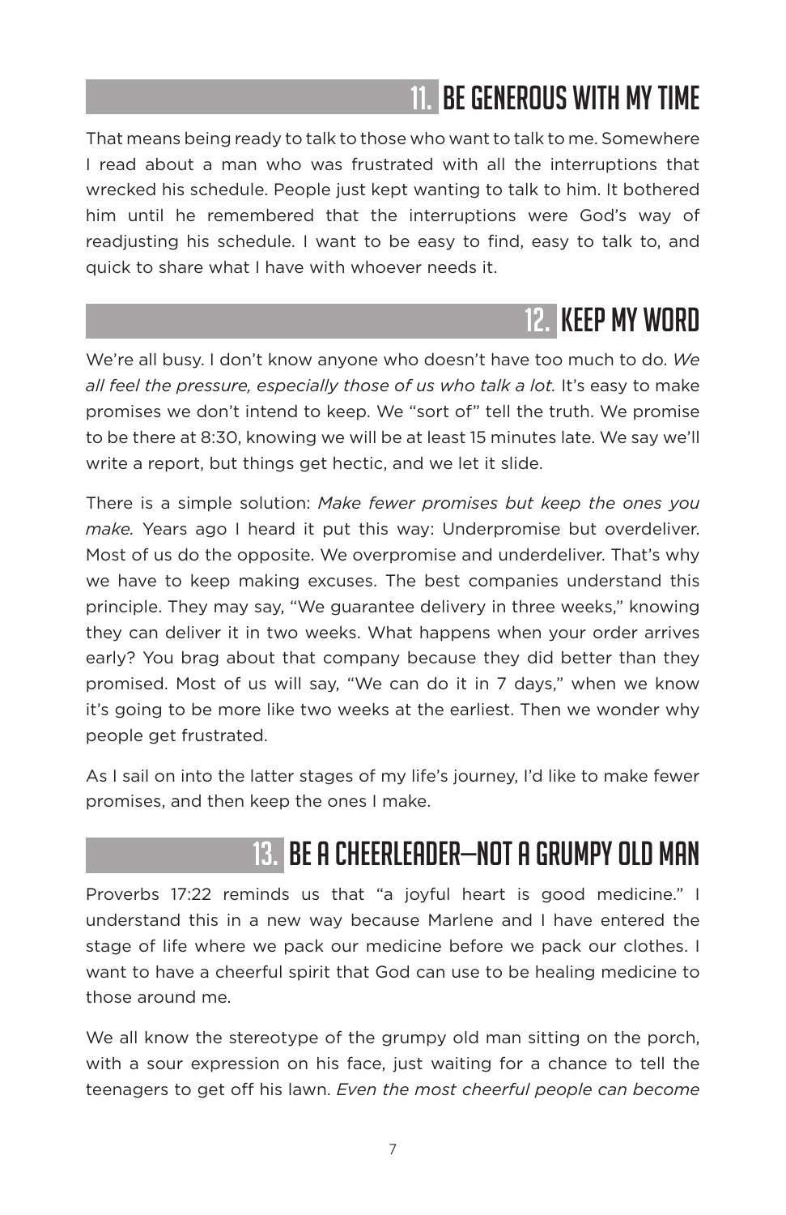## 11. BE GENEROUS WITH MY TIME

That means being ready to talk to those who want to talk to me. Somewhere I read about a man who was frustrated with all the interruptions that wrecked his schedule. People just kept wanting to talk to him. It bothered him until he remembered that the interruptions were God's way of readjusting his schedule. I want to be easy to find, easy to talk to, and quick to share what I have with whoever needs it.

## 12. KEEP MY WORD

We're all busy. I don't know anyone who doesn't have too much to do. *We all feel the pressure, especially those of us who talk a lot.* It's easy to make promises we don't intend to keep. We "sort of" tell the truth. We promise to be there at 8:30, knowing we will be at least 15 minutes late. We say we'll write a report, but things get hectic, and we let it slide.

There is a simple solution: *Make fewer promises but keep the ones you make.* Years ago I heard it put this way: Underpromise but overdeliver. Most of us do the opposite. We overpromise and underdeliver. That's why we have to keep making excuses. The best companies understand this principle. They may say, "We guarantee delivery in three weeks," knowing they can deliver it in two weeks. What happens when your order arrives early? You brag about that company because they did better than they promised. Most of us will say, "We can do it in 7 days," when we know it's going to be more like two weeks at the earliest. Then we wonder why people get frustrated.

As I sail on into the latter stages of my life's journey, I'd like to make fewer promises, and then keep the ones I make.

## 13. BE A CHEERLEADER—NOT A GRUMPY OLD MAN

Proverbs 17:22 reminds us that "a joyful heart is good medicine." I understand this in a new way because Marlene and I have entered the stage of life where we pack our medicine before we pack our clothes. I want to have a cheerful spirit that God can use to be healing medicine to those around me.

We all know the stereotype of the grumpy old man sitting on the porch, with a sour expression on his face, just waiting for a chance to tell the teenagers to get off his lawn. *Even the most cheerful people can become*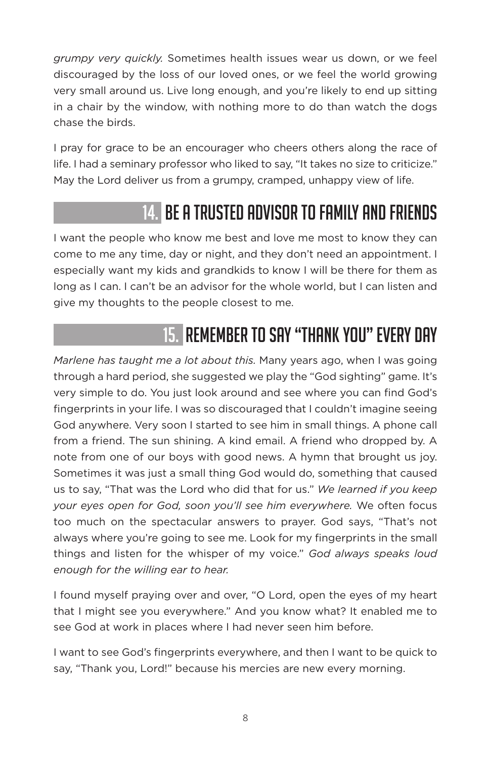*grumpy very quickly.* Sometimes health issues wear us down, or we feel discouraged by the loss of our loved ones, or we feel the world growing very small around us. Live long enough, and you're likely to end up sitting in a chair by the window, with nothing more to do than watch the dogs chase the birds.

I pray for grace to be an encourager who cheers others along the race of life. I had a seminary professor who liked to say, "It takes no size to criticize." May the Lord deliver us from a grumpy, cramped, unhappy view of life.

## 14. BE A TRUSTED ADVISOR TO FAMILY AND FRIENDS

I want the people who know me best and love me most to know they can come to me any time, day or night, and they don't need an appointment. I especially want my kids and grandkids to know I will be there for them as long as I can. I can't be an advisor for the whole world, but I can listen and give my thoughts to the people closest to me.

## 15. REMEMBER TO SAY "THANK YOU" EVERY DAY

*Marlene has taught me a lot about this.* Many years ago, when I was going through a hard period, she suggested we play the "God sighting" game. It's very simple to do. You just look around and see where you can find God's fingerprints in your life. I was so discouraged that I couldn't imagine seeing God anywhere. Very soon I started to see him in small things. A phone call from a friend. The sun shining. A kind email. A friend who dropped by. A note from one of our boys with good news. A hymn that brought us joy. Sometimes it was just a small thing God would do, something that caused us to say, "That was the Lord who did that for us." *We learned if you keep your eyes open for God, soon you'll see him everywhere.* We often focus too much on the spectacular answers to prayer. God says, "That's not always where you're going to see me. Look for my fingerprints in the small things and listen for the whisper of my voice." *God always speaks loud enough for the willing ear to hear.*

I found myself praying over and over, "O Lord, open the eyes of my heart that I might see you everywhere." And you know what? It enabled me to see God at work in places where I had never seen him before.

I want to see God's fingerprints everywhere, and then I want to be quick to say, "Thank you, Lord!" because his mercies are new every morning.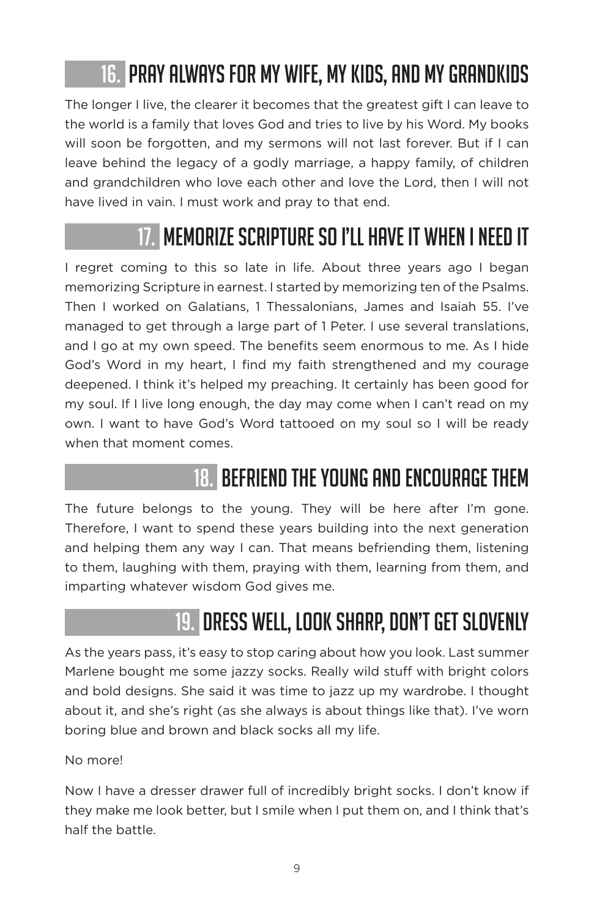## 16. PRAY ALWAYS FOR MY WIFE, MY KIDS, AND MY GRANDKIDS

The longer I live, the clearer it becomes that the greatest gift I can leave to the world is a family that loves God and tries to live by his Word. My books will soon be forgotten, and my sermons will not last forever. But if I can leave behind the legacy of a godly marriage, a happy family, of children and grandchildren who love each other and love the Lord, then I will not have lived in vain. I must work and pray to that end.

## 17. MEMORIZE SCRIPTURE SO I'LL HAVE IT WHEN I NEED IT

I regret coming to this so late in life. About three years ago I began memorizing Scripture in earnest. I started by memorizing ten of the Psalms. Then I worked on Galatians, 1 Thessalonians, James and Isaiah 55. I've managed to get through a large part of 1 Peter. I use several translations, and I go at my own speed. The benefits seem enormous to me. As I hide God's Word in my heart, I find my faith strengthened and my courage deepened. I think it's helped my preaching. It certainly has been good for my soul. If I live long enough, the day may come when I can't read on my own. I want to have God's Word tattooed on my soul so I will be ready when that moment comes.

## 18. BEFRIEND THE YOUNG AND ENCOURAGE THEM

The future belongs to the young. They will be here after I'm gone. Therefore, I want to spend these years building into the next generation and helping them any way I can. That means befriending them, listening to them, laughing with them, praying with them, learning from them, and imparting whatever wisdom God gives me.

## 19. DRESS WELL, LOOK SHARP, DON'T GET SLOVENLY

As the years pass, it's easy to stop caring about how you look. Last summer Marlene bought me some jazzy socks. Really wild stuff with bright colors and bold designs. She said it was time to jazz up my wardrobe. I thought about it, and she's right (as she always is about things like that). I've worn boring blue and brown and black socks all my life.

No more!

Now I have a dresser drawer full of incredibly bright socks. I don't know if they make me look better, but I smile when I put them on, and I think that's half the battle.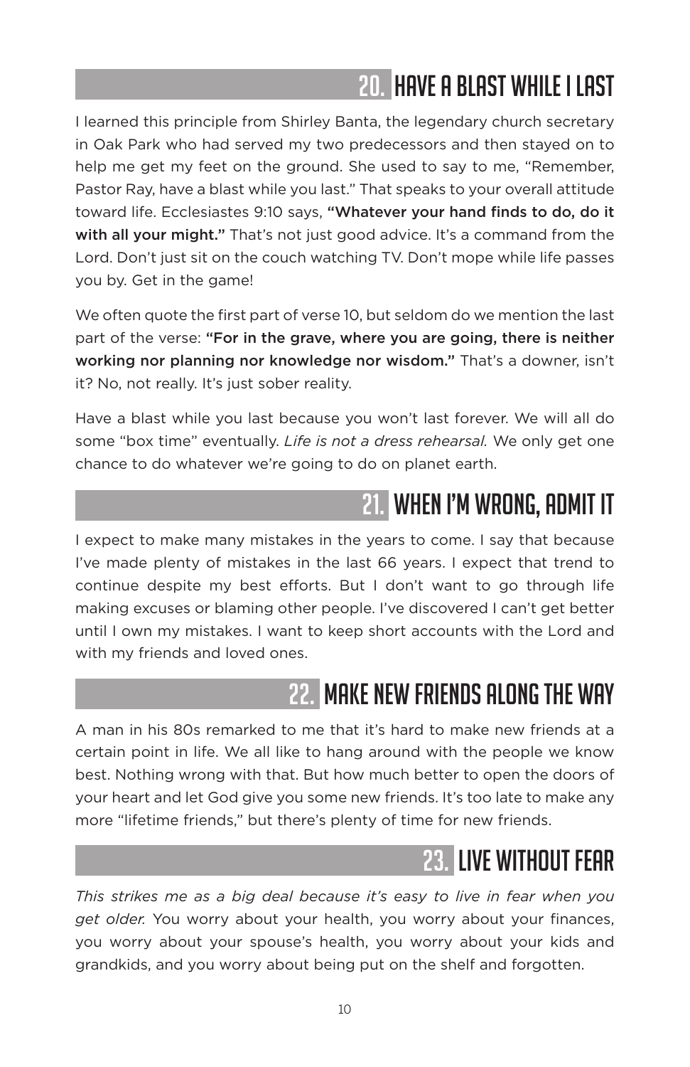## 20. HAVE A BLAST WHILE I LAST

I learned this principle from Shirley Banta, the legendary church secretary in Oak Park who had served my two predecessors and then stayed on to help me get my feet on the ground. She used to say to me, "Remember, Pastor Ray, have a blast while you last." That speaks to your overall attitude toward life. Ecclesiastes 9:10 says, **"Whatever your hand finds to do, do it with all your might."** That's not just good advice. It's a command from the Lord. Don't just sit on the couch watching TV. Don't mope while life passes you by. Get in the game!

We often quote the first part of verse 10, but seldom do we mention the last part of the verse: **"For in the grave, where you are going, there is neither working nor planning nor knowledge nor wisdom."** That's a downer, isn't it? No, not really. It's just sober reality.

Have a blast while you last because you won't last forever. We will all do some "box time" eventually. *Life is not a dress rehearsal.* We only get one chance to do whatever we're going to do on planet earth.

## 21. WHEN I'M WRONG, ADMIT IT

I expect to make many mistakes in the years to come. I say that because I've made plenty of mistakes in the last 66 years. I expect that trend to continue despite my best efforts. But I don't want to go through life making excuses or blaming other people. I've discovered I can't get better until I own my mistakes. I want to keep short accounts with the Lord and with my friends and loved ones.

## 22. MAKE NEW FRIENDS ALONG THE WAY

A man in his 80s remarked to me that it's hard to make new friends at a certain point in life. We all like to hang around with the people we know best. Nothing wrong with that. But how much better to open the doors of your heart and let God give you some new friends. It's too late to make any more "lifetime friends," but there's plenty of time for new friends.

## 23. LIVE WITHOUT FEAR

*This strikes me as a big deal because it's easy to live in fear when you get older.* You worry about your health, you worry about your finances, you worry about your spouse's health, you worry about your kids and grandkids, and you worry about being put on the shelf and forgotten.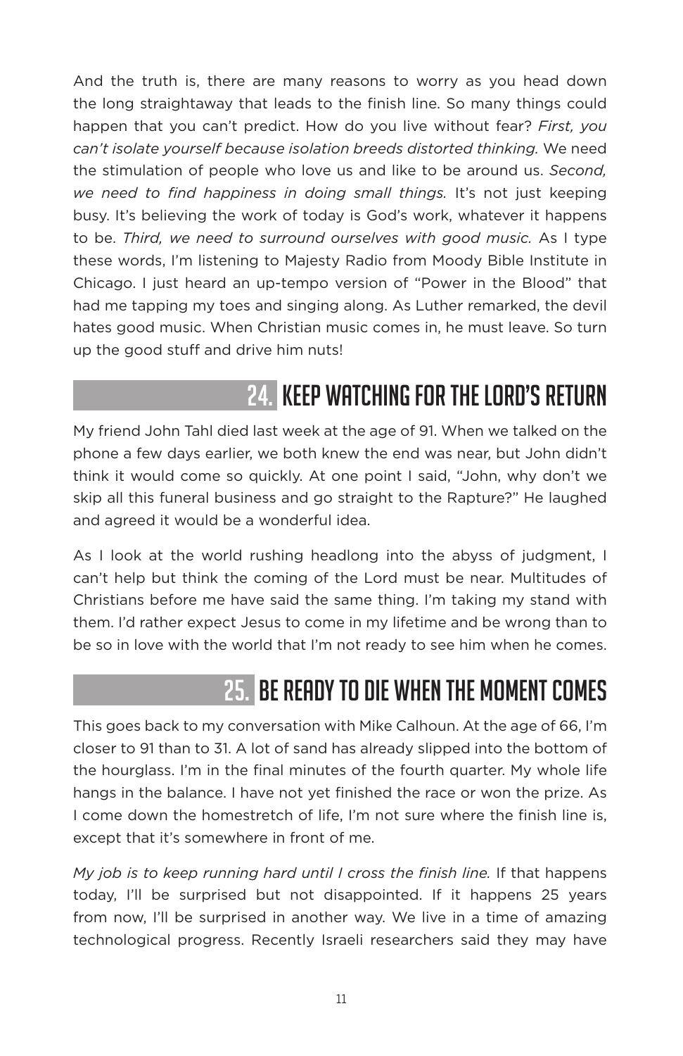And the truth is, there are many reasons to worry as you head down the long straightaway that leads to the finish line. So many things could happen that you can't predict. How do you live without fear? *First, you can't isolate yourself because isolation breeds distorted thinking.* We need the stimulation of people who love us and like to be around us. *Second, we need to find happiness in doing small things.* It's not just keeping busy. It's believing the work of today is God's work, whatever it happens to be. *Third, we need to surround ourselves with good music.* As I type these words, I'm listening to Majesty Radio from Moody Bible Institute in Chicago. I just heard an up-tempo version of "Power in the Blood" that had me tapping my toes and singing along. As Luther remarked, the devil hates good music. When Christian music comes in, he must leave. So turn up the good stuff and drive him nuts!

## 24. KEEP WATCHING FOR THE LORD'S RETURN

My friend John Tahl died last week at the age of 91. When we talked on the phone a few days earlier, we both knew the end was near, but John didn't think it would come so quickly. At one point I said, "John, why don't we skip all this funeral business and go straight to the Rapture?" He laughed and agreed it would be a wonderful idea.

As I look at the world rushing headlong into the abyss of judgment, I can't help but think the coming of the Lord must be near. Multitudes of Christians before me have said the same thing. I'm taking my stand with them. I'd rather expect Jesus to come in my lifetime and be wrong than to be so in love with the world that I'm not ready to see him when he comes.

## 25. BE READY TO DIE WHEN THE MOMENT COMES

This goes back to my conversation with Mike Calhoun. At the age of 66, I'm closer to 91 than to 31. A lot of sand has already slipped into the bottom of the hourglass. I'm in the final minutes of the fourth quarter. My whole life hangs in the balance. I have not yet finished the race or won the prize. As I come down the homestretch of life, I'm not sure where the finish line is, except that it's somewhere in front of me.

*My job is to keep running hard until I cross the finish line.* If that happens today, I'll be surprised but not disappointed. If it happens 25 years from now, I'll be surprised in another way. We live in a time of amazing technological progress. Recently Israeli researchers said they may have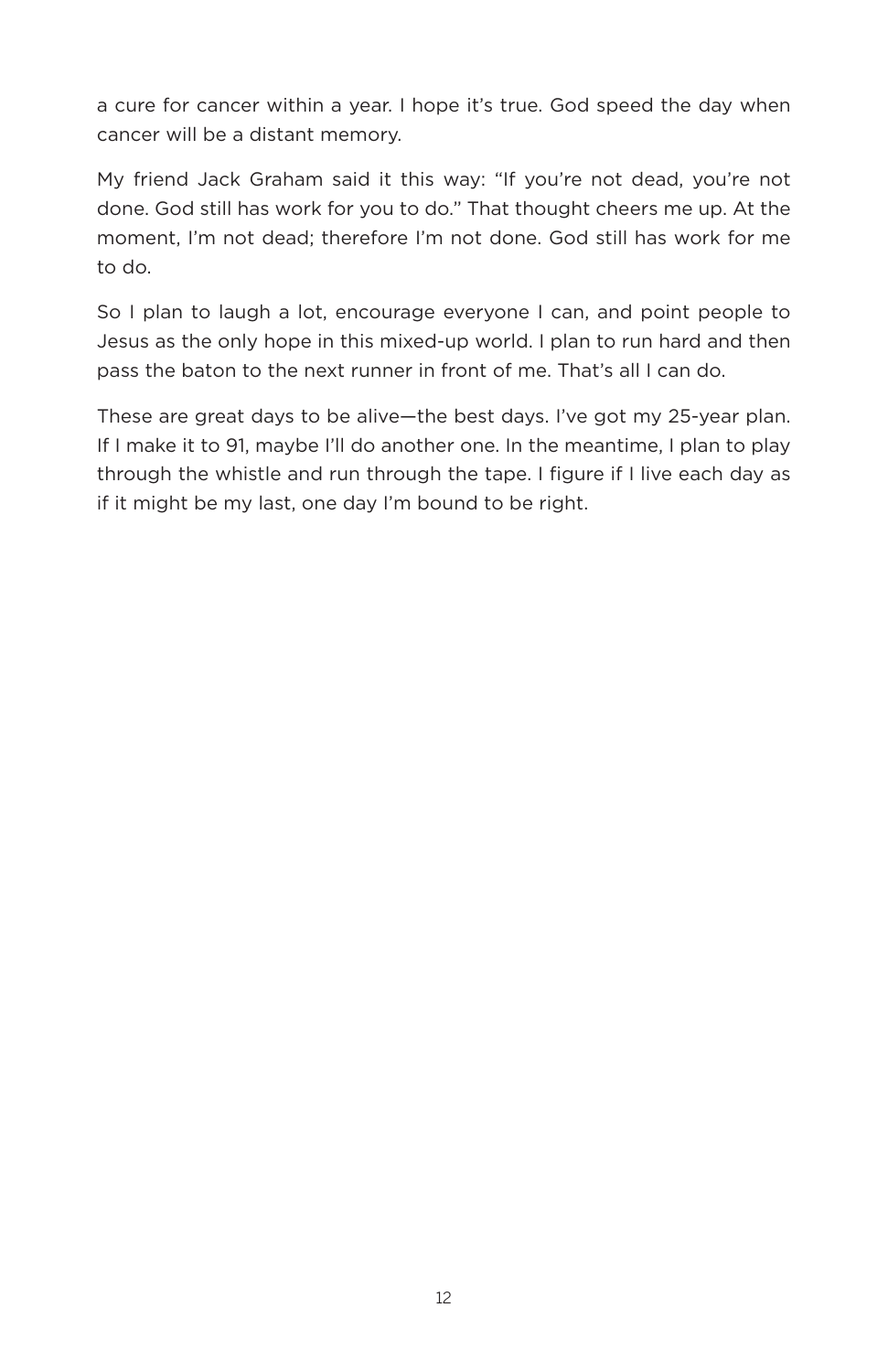a cure for cancer within a year. I hope it's true. God speed the day when cancer will be a distant memory.

My friend Jack Graham said it this way: "If you're not dead, you're not done. God still has work for you to do." That thought cheers me up. At the moment, I'm not dead; therefore I'm not done. God still has work for me to do.

So I plan to laugh a lot, encourage everyone I can, and point people to Jesus as the only hope in this mixed-up world. I plan to run hard and then pass the baton to the next runner in front of me. That's all I can do.

These are great days to be alive—the best days. I've got my 25-year plan. If I make it to 91, maybe I'll do another one. In the meantime, I plan to play through the whistle and run through the tape. I figure if I live each day as if it might be my last, one day I'm bound to be right.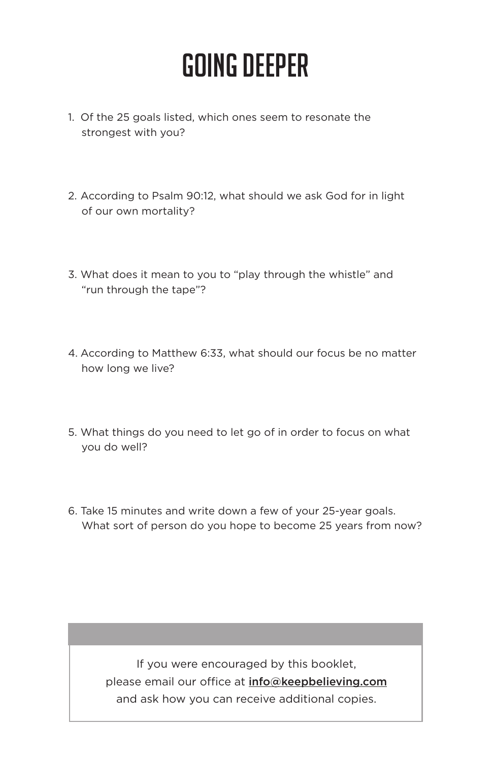# GOING DEEPER

1. Of the 25 goals listed, which ones seem to resonate the strongest with you?

2. According to Psalm 90:12, what should we ask God for in light of our own mortality?

3. What does it mean to you to "play through the whistle" and "run through the tape"?

4. According to Matthew 6:33, what should our focus be no matter how long we live?

5. What things do you need to let go of in order to focus on what you do well?

6. Take 15 minutes and write down a few of your 25-year goals. What sort of person do you hope to become 25 years from now?

If you were encouraged by this booklet, please email our office at **info@keepbelieving.com** and ask how you can receive additional copies.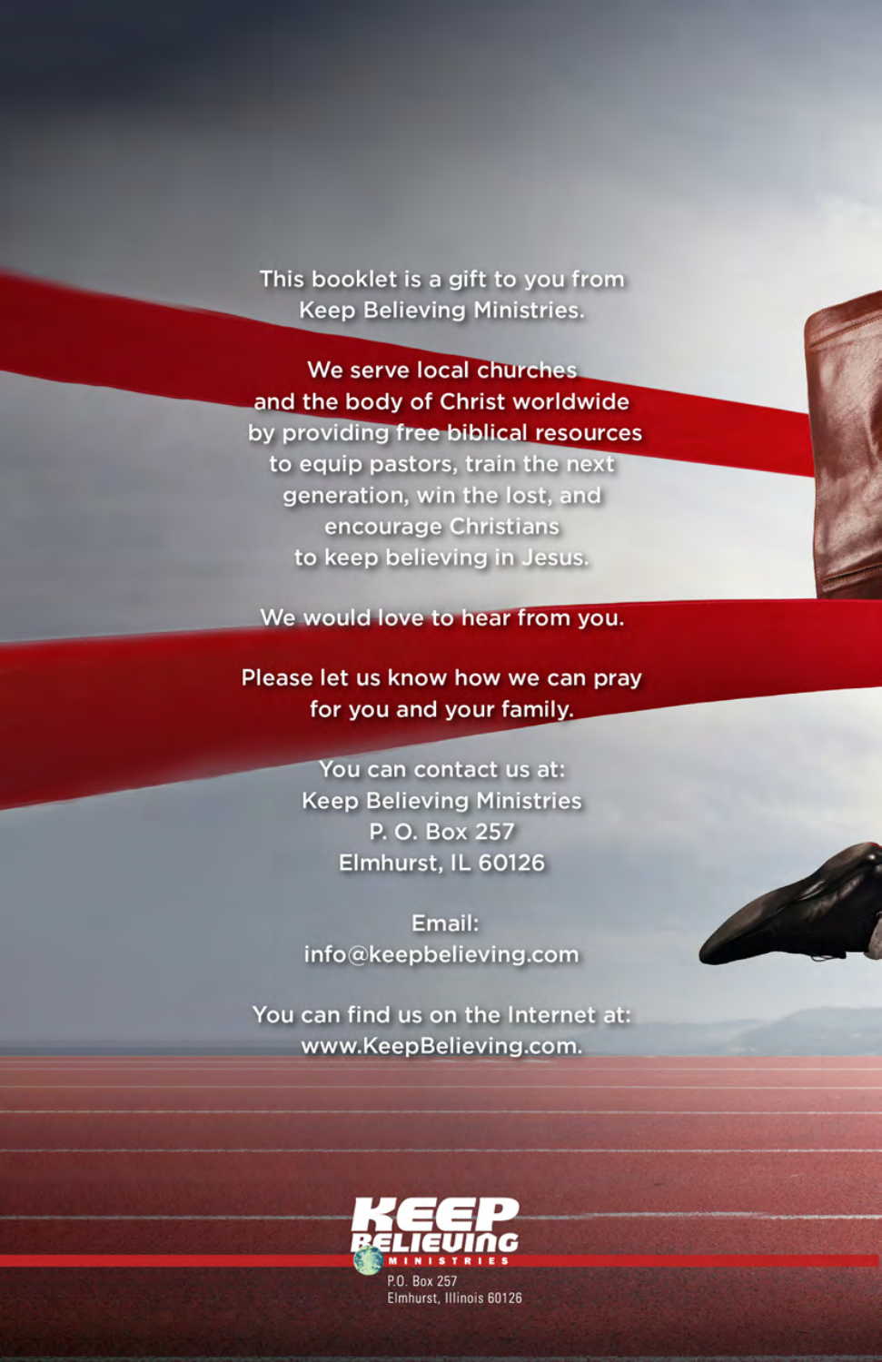This booklet is a gift to you from Keep Believing Ministries.

We serve local churches and the body of Christ worldwide by providing free biblical resources to equip pastors, train the next generation, win the lost, and encourage Christians to keep believing in Jesus.

We would love to hear from you.

Please let us know how we can pray for you and your family.

You can contact us at:
Keep Believing Ministries
P. O. Box 257
Elmhurst, IL 60126

Email:
info@keepbelieving.com

You can find us on the Internet at:
www.KeepBelieving.com.

KEEP BELIEVING MINISTRIES
P.O. Box 257
Elmhurst, Illinois 60126